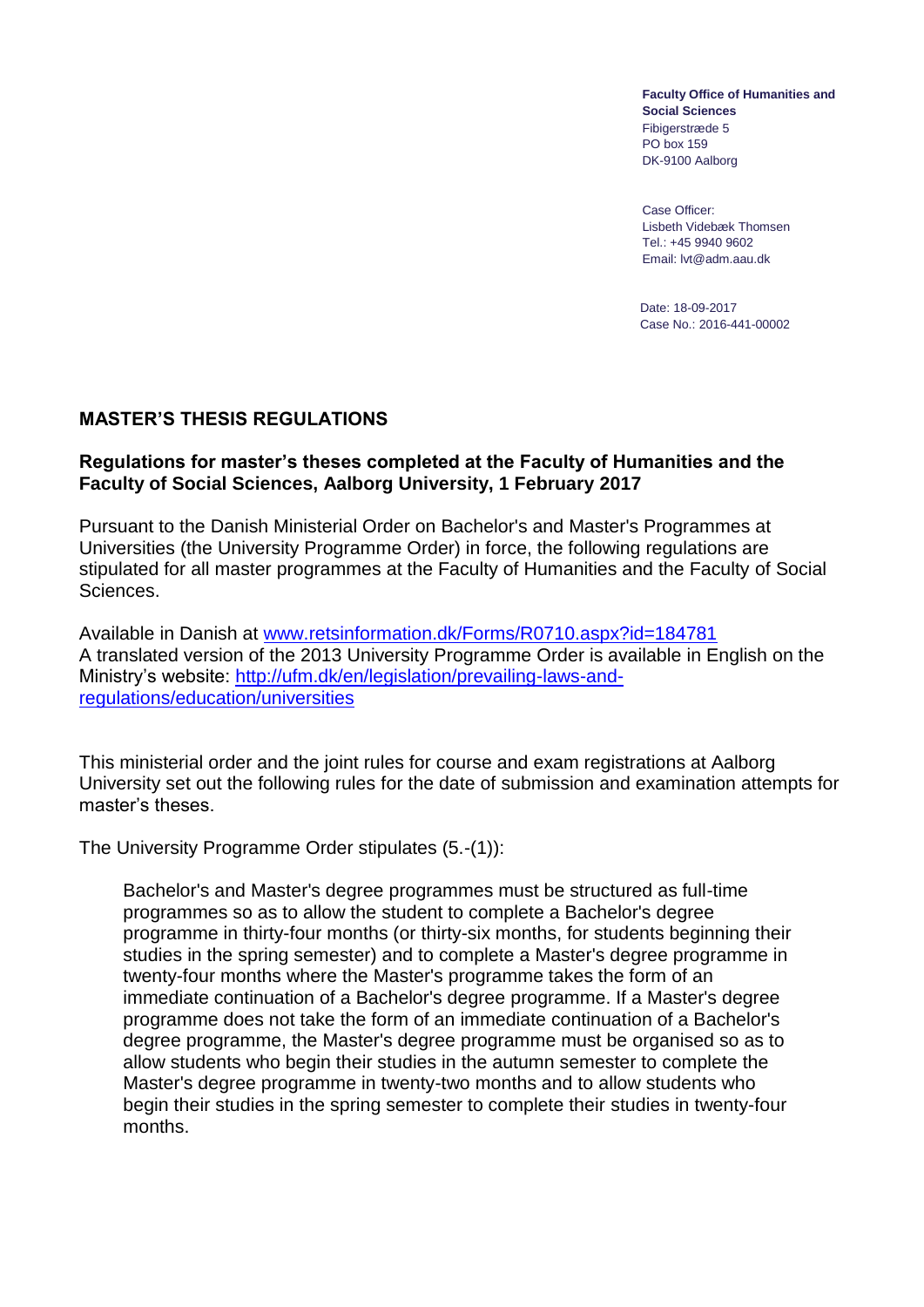**Faculty Office of Humanities and Social Sciences**
Fibigerstræde 5
PO box 159
DK-9100 Aalborg

Case Officer:
Lisbeth Videbæk Thomsen
Tel.: +45 9940 9602
Email: lvt@adm.aau.dk

Date: 18-09-2017
Case No.: 2016-441-00002

## MASTER'S THESIS REGULATIONS

### Regulations for master's theses completed at the Faculty of Humanities and the Faculty of Social Sciences, Aalborg University, 1 February 2017

Pursuant to the Danish Ministerial Order on Bachelor's and Master's Programmes at Universities (the University Programme Order) in force, the following regulations are stipulated for all master programmes at the Faculty of Humanities and the Faculty of Social Sciences.

Available in Danish at [www.retsinformation.dk/Forms/R0710.aspx?id=184781](www.retsinformation.dk/Forms/R0710.aspx?id=184781)
A translated version of the 2013 University Programme Order is available in English on the Ministry's website: [http://ufm.dk/en/legislation/prevailing-laws-and-regulations/education/universities](http://ufm.dk/en/legislation/prevailing-laws-and-regulations/education/universities)

This ministerial order and the joint rules for course and exam registrations at Aalborg University set out the following rules for the date of submission and examination attempts for master's theses.

The University Programme Order stipulates (5.-(1)):

> Bachelor's and Master's degree programmes must be structured as full-time programmes so as to allow the student to complete a Bachelor's degree programme in thirty-four months (or thirty-six months, for students beginning their studies in the spring semester) and to complete a Master's degree programme in twenty-four months where the Master's programme takes the form of an immediate continuation of a Bachelor's degree programme. If a Master's degree programme does not take the form of an immediate continuation of a Bachelor's degree programme, the Master's degree programme must be organised so as to allow students who begin their studies in the autumn semester to complete the Master's degree programme in twenty-two months and to allow students who begin their studies in the spring semester to complete their studies in twenty-four months.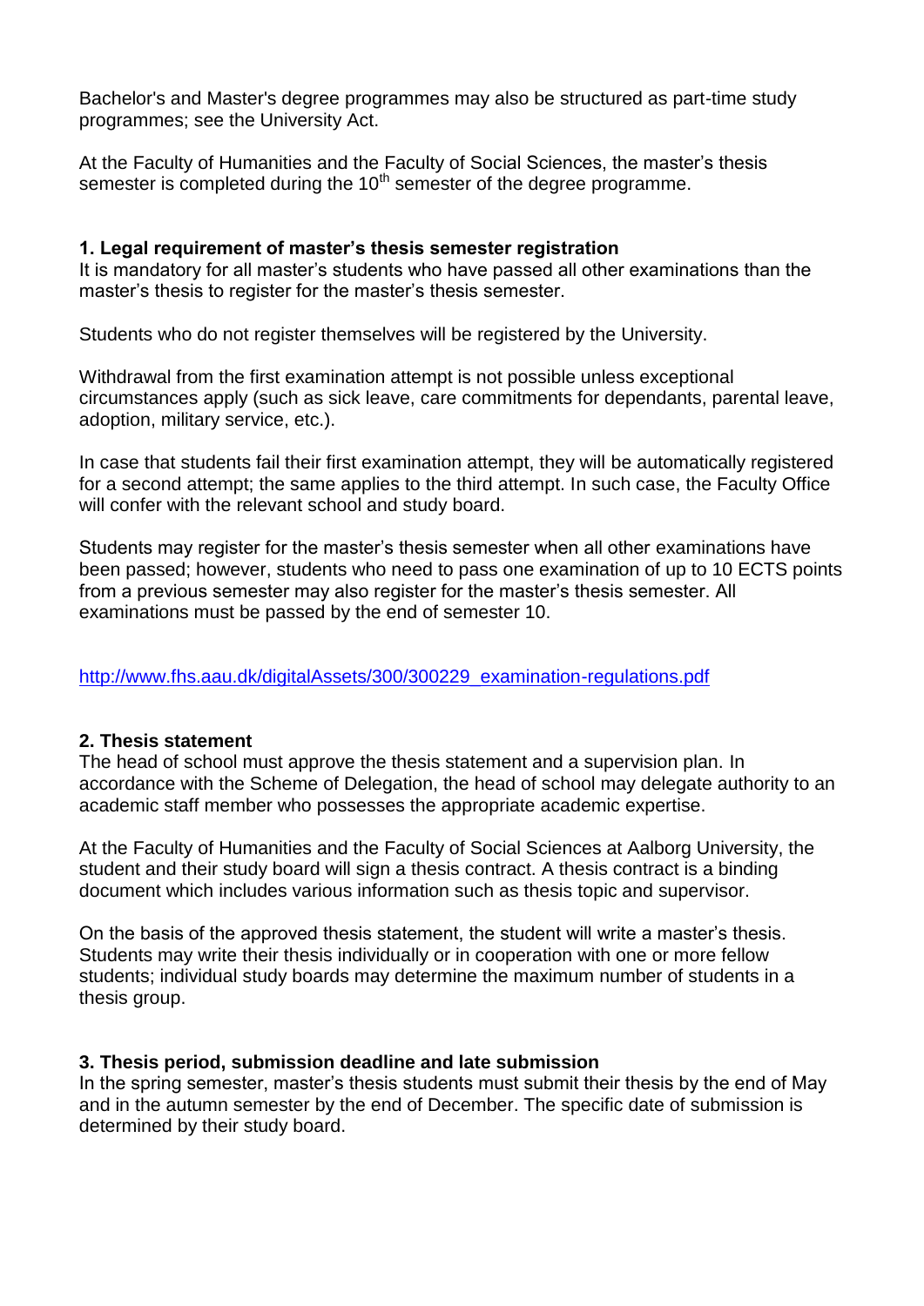Bachelor's and Master's degree programmes may also be structured as part-time study programmes; see the University Act.

At the Faculty of Humanities and the Faculty of Social Sciences, the master's thesis semester is completed during the 10th semester of the degree programme.

**1. Legal requirement of master's thesis semester registration**

It is mandatory for all master's students who have passed all other examinations than the master's thesis to register for the master's thesis semester.

Students who do not register themselves will be registered by the University.

Withdrawal from the first examination attempt is not possible unless exceptional circumstances apply (such as sick leave, care commitments for dependants, parental leave, adoption, military service, etc.).

In case that students fail their first examination attempt, they will be automatically registered for a second attempt; the same applies to the third attempt. In such case, the Faculty Office will confer with the relevant school and study board.

Students may register for the master's thesis semester when all other examinations have been passed; however, students who need to pass one examination of up to 10 ECTS points from a previous semester may also register for the master's thesis semester. All examinations must be passed by the end of semester 10.

http://www.fhs.aau.dk/digitalAssets/300/300229_examination-regulations.pdf

**2. Thesis statement**

The head of school must approve the thesis statement and a supervision plan. In accordance with the Scheme of Delegation, the head of school may delegate authority to an academic staff member who possesses the appropriate academic expertise.

At the Faculty of Humanities and the Faculty of Social Sciences at Aalborg University, the student and their study board will sign a thesis contract. A thesis contract is a binding document which includes various information such as thesis topic and supervisor.

On the basis of the approved thesis statement, the student will write a master's thesis. Students may write their thesis individually or in cooperation with one or more fellow students; individual study boards may determine the maximum number of students in a thesis group.

**3. Thesis period, submission deadline and late submission**

In the spring semester, master's thesis students must submit their thesis by the end of May and in the autumn semester by the end of December. The specific date of submission is determined by their study board.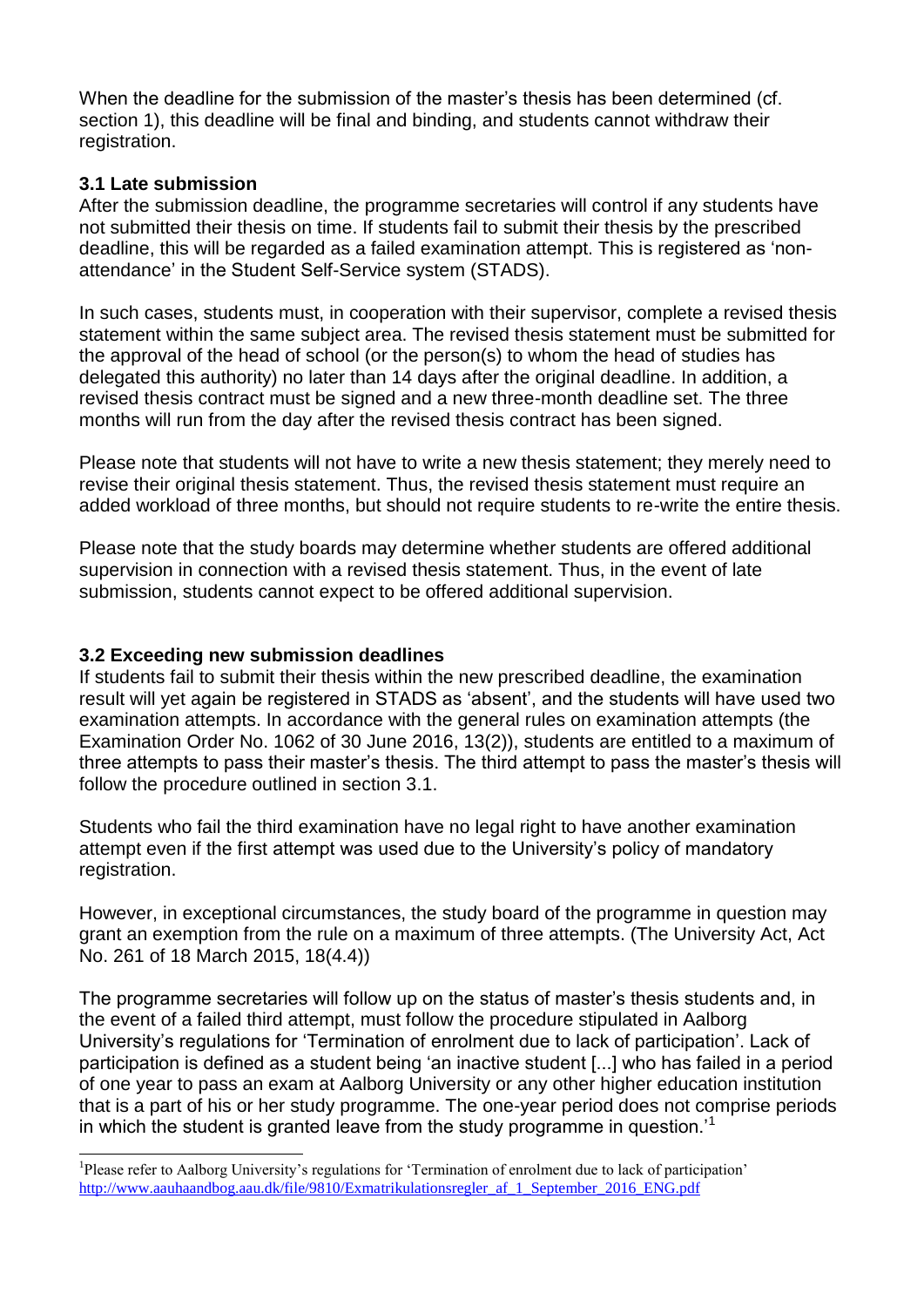When the deadline for the submission of the master's thesis has been determined (cf. section 1), this deadline will be final and binding, and students cannot withdraw their registration.

### 3.1 Late submission

After the submission deadline, the programme secretaries will control if any students have not submitted their thesis on time. If students fail to submit their thesis by the prescribed deadline, this will be regarded as a failed examination attempt. This is registered as 'non-attendance' in the Student Self-Service system (STADS).

In such cases, students must, in cooperation with their supervisor, complete a revised thesis statement within the same subject area. The revised thesis statement must be submitted for the approval of the head of school (or the person(s) to whom the head of studies has delegated this authority) no later than 14 days after the original deadline. In addition, a revised thesis contract must be signed and a new three-month deadline set. The three months will run from the day after the revised thesis contract has been signed.

Please note that students will not have to write a new thesis statement; they merely need to revise their original thesis statement. Thus, the revised thesis statement must require an added workload of three months, but should not require students to re-write the entire thesis.

Please note that the study boards may determine whether students are offered additional supervision in connection with a revised thesis statement. Thus, in the event of late submission, students cannot expect to be offered additional supervision.

### 3.2 Exceeding new submission deadlines

If students fail to submit their thesis within the new prescribed deadline, the examination result will yet again be registered in STADS as 'absent', and the students will have used two examination attempts. In accordance with the general rules on examination attempts (the Examination Order No. 1062 of 30 June 2016, 13(2)), students are entitled to a maximum of three attempts to pass their master's thesis. The third attempt to pass the master's thesis will follow the procedure outlined in section 3.1.

Students who fail the third examination have no legal right to have another examination attempt even if the first attempt was used due to the University's policy of mandatory registration.

However, in exceptional circumstances, the study board of the programme in question may grant an exemption from the rule on a maximum of three attempts. (The University Act, Act No. 261 of 18 March 2015, 18(4.4))

The programme secretaries will follow up on the status of master's thesis students and, in the event of a failed third attempt, must follow the procedure stipulated in Aalborg University's regulations for 'Termination of enrolment due to lack of participation'. Lack of participation is defined as a student being 'an inactive student [...] who has failed in a period of one year to pass an exam at Aalborg University or any other higher education institution that is a part of his or her study programme. The one-year period does not comprise periods in which the student is granted leave from the study programme in question.'[1]

---

[1] Please refer to Aalborg University's regulations for 'Termination of enrolment due to lack of participation' http://www.aauhaandbog.aau.dk/file/9810/Exmatrikulationsregler_af_1_September_2016_ENG.pdf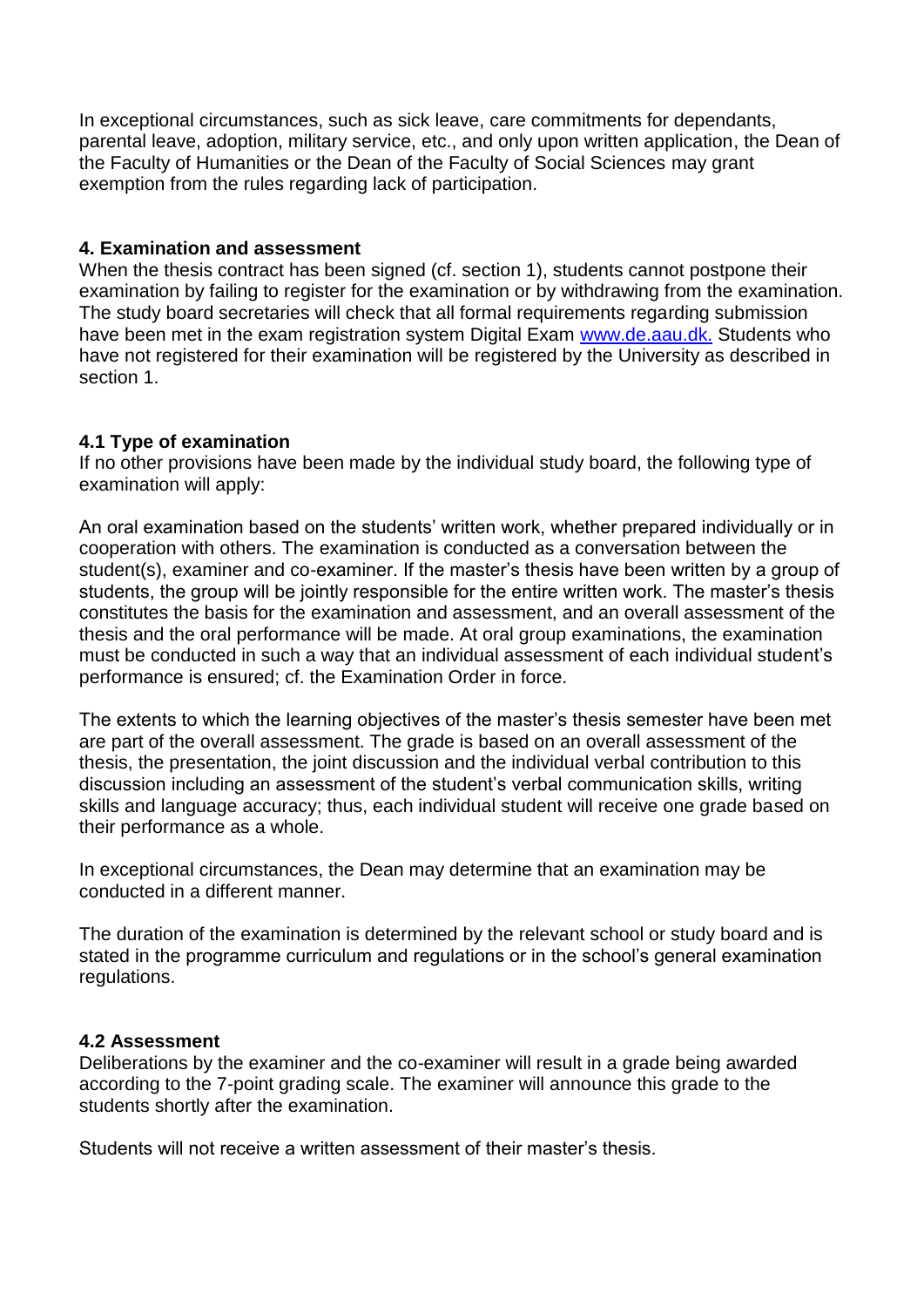In exceptional circumstances, such as sick leave, care commitments for dependants, parental leave, adoption, military service, etc., and only upon written application, the Dean of the Faculty of Humanities or the Dean of the Faculty of Social Sciences may grant exemption from the rules regarding lack of participation.

## 4. Examination and assessment

When the thesis contract has been signed (cf. section 1), students cannot postpone their examination by failing to register for the examination or by withdrawing from the examination. The study board secretaries will check that all formal requirements regarding submission have been met in the exam registration system Digital Exam [www.de.aau.dk.](http://www.de.aau.dk) Students who have not registered for their examination will be registered by the University as described in section 1.

### 4.1 Type of examination

If no other provisions have been made by the individual study board, the following type of examination will apply:

An oral examination based on the students' written work, whether prepared individually or in cooperation with others. The examination is conducted as a conversation between the student(s), examiner and co-examiner. If the master's thesis have been written by a group of students, the group will be jointly responsible for the entire written work. The master's thesis constitutes the basis for the examination and assessment, and an overall assessment of the thesis and the oral performance will be made. At oral group examinations, the examination must be conducted in such a way that an individual assessment of each individual student's performance is ensured; cf. the Examination Order in force.

The extents to which the learning objectives of the master's thesis semester have been met are part of the overall assessment. The grade is based on an overall assessment of the thesis, the presentation, the joint discussion and the individual verbal contribution to this discussion including an assessment of the student's verbal communication skills, writing skills and language accuracy; thus, each individual student will receive one grade based on their performance as a whole.

In exceptional circumstances, the Dean may determine that an examination may be conducted in a different manner.

The duration of the examination is determined by the relevant school or study board and is stated in the programme curriculum and regulations or in the school's general examination regulations.

### 4.2 Assessment

Deliberations by the examiner and the co-examiner will result in a grade being awarded according to the 7-point grading scale. The examiner will announce this grade to the students shortly after the examination.

Students will not receive a written assessment of their master's thesis.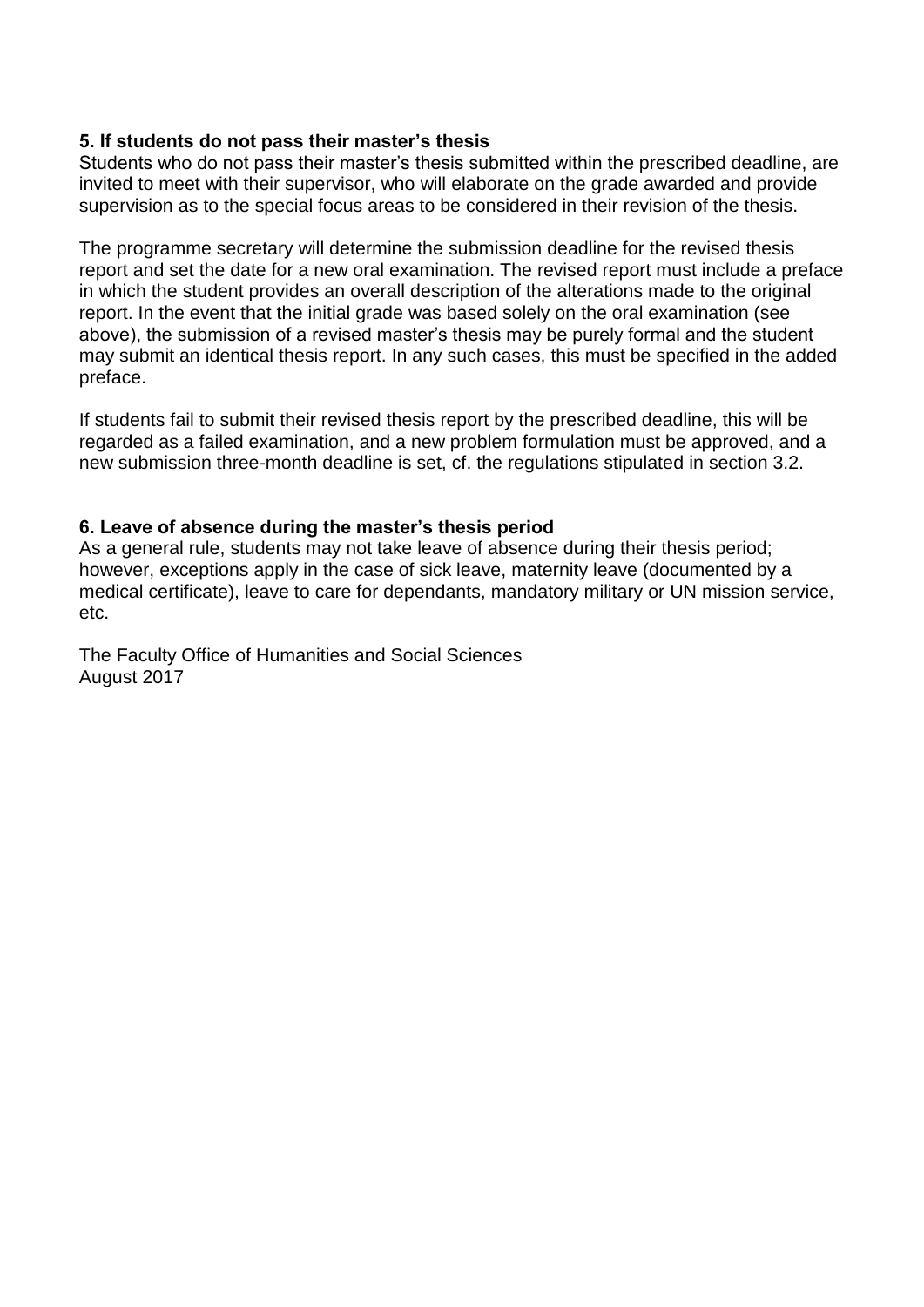**5. If students do not pass their master's thesis**

Students who do not pass their master's thesis submitted within the prescribed deadline, are invited to meet with their supervisor, who will elaborate on the grade awarded and provide supervision as to the special focus areas to be considered in their revision of the thesis.

The programme secretary will determine the submission deadline for the revised thesis report and set the date for a new oral examination. The revised report must include a preface in which the student provides an overall description of the alterations made to the original report. In the event that the initial grade was based solely on the oral examination (see above), the submission of a revised master's thesis may be purely formal and the student may submit an identical thesis report. In any such cases, this must be specified in the added preface.

If students fail to submit their revised thesis report by the prescribed deadline, this will be regarded as a failed examination, and a new problem formulation must be approved, and a new submission three-month deadline is set, cf. the regulations stipulated in section 3.2.

**6. Leave of absence during the master's thesis period**

As a general rule, students may not take leave of absence during their thesis period; however, exceptions apply in the case of sick leave, maternity leave (documented by a medical certificate), leave to care for dependants, mandatory military or UN mission service, etc.

The Faculty Office of Humanities and Social Sciences
August 2017